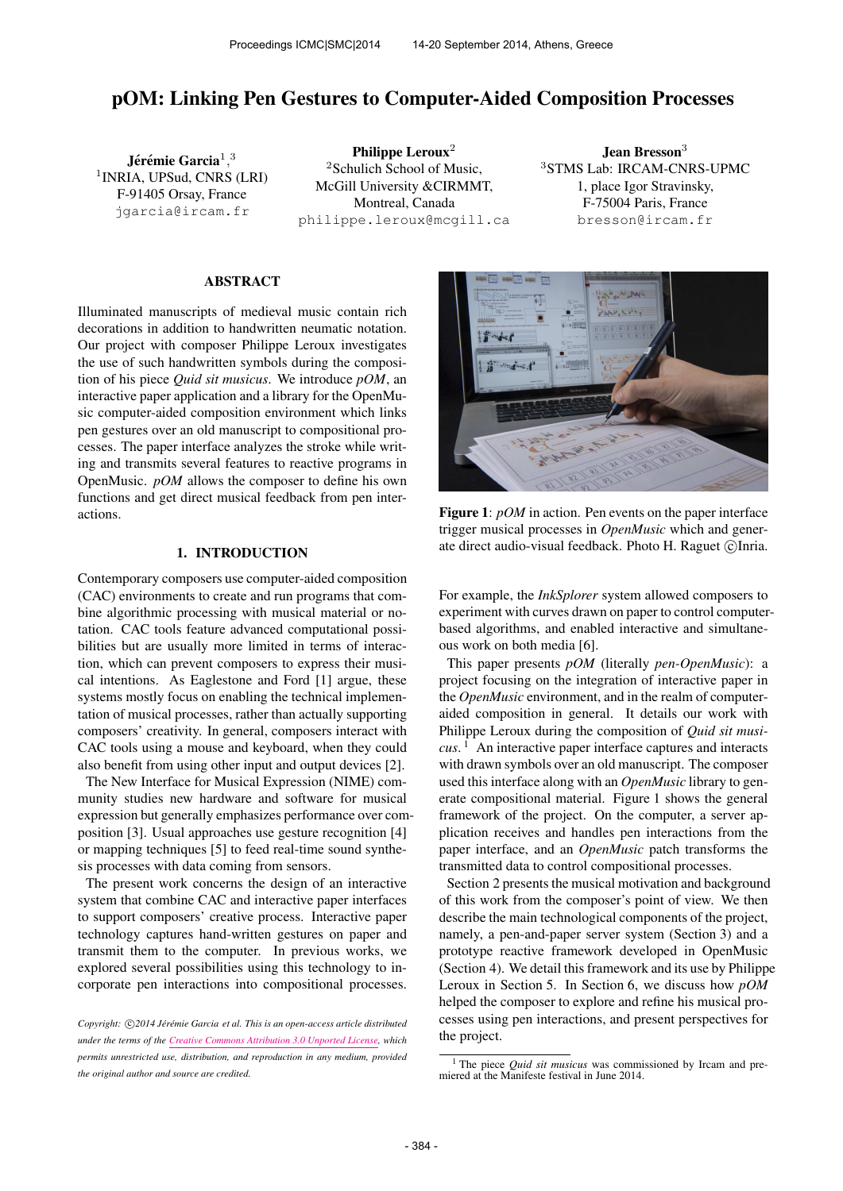# pOM: Linking Pen Gestures to Computer-Aided Composition Processes

**Jérémie Garcia**[1,3]
[1]INRIA, UPSud, CNRS (LRI)
F-91405 Orsay, France
jgarcia@ircam.fr

**Philippe Leroux**[2]
[2]Schulich School of Music,
McGill University &CIRMMT,
Montreal, Canada
philippe.leroux@mcgill.ca

**Jean Bresson**[3]
[3]STMS Lab: IRCAM-CNRS-UPMC
1, place Igor Stravinsky,
F-75004 Paris, France
bresson@ircam.fr

## ABSTRACT

Illuminated manuscripts of medieval music contain rich decorations in addition to handwritten neumatic notation. Our project with composer Philippe Leroux investigates the use of such handwritten symbols during the composition of his piece *Quid sit musicus*. We introduce *pOM*, an interactive paper application and a library for the OpenMusic computer-aided composition environment which links pen gestures over an old manuscript to compositional processes. The paper interface analyzes the stroke while writing and transmits several features to reactive programs in OpenMusic. *pOM* allows the composer to define his own functions and get direct musical feedback from pen interactions.

## 1. INTRODUCTION

Contemporary composers use computer-aided composition (CAC) environments to create and run programs that combine algorithmic processing with musical material or notation. CAC tools feature advanced computational possibilities but are usually more limited in terms of interaction, which can prevent composers to express their musical intentions. As Eaglestone and Ford [1] argue, these systems mostly focus on enabling the technical implementation of musical processes, rather than actually supporting composers' creativity. In general, composers interact with CAC tools using a mouse and keyboard, when they could also benefit from using other input and output devices [2].

The New Interface for Musical Expression (NIME) community studies new hardware and software for musical expression but generally emphasizes performance over composition [3]. Usual approaches use gesture recognition [4] or mapping techniques [5] to feed real-time sound synthesis processes with data coming from sensors.

The present work concerns the design of an interactive system that combine CAC and interactive paper interfaces to support composers' creative process. Interactive paper technology captures hand-written gestures on paper and transmit them to the computer. In previous works, we explored several possibilities using this technology to incorporate pen interactions into compositional processes.

*Copyright: ©2014 Jérémie Garcia et al. This is an open-access article distributed under the terms of the Creative Commons Attribution 3.0 Unported License, which permits unrestricted use, distribution, and reproduction in any medium, provided the original author and source are credited.*

**Figure 1**: *pOM* in action. Pen events on the paper interface trigger musical processes in *OpenMusic* which and generate direct audio-visual feedback. Photo H. Raguet ©Inria.

For example, the *InkSplorer* system allowed composers to experiment with curves drawn on paper to control computer-based algorithms, and enabled interactive and simultaneous work on both media [6].

This paper presents *pOM* (literally *pen-OpenMusic*): a project focusing on the integration of interactive paper in the *OpenMusic* environment, and in the realm of computer-aided composition in general. It details our work with Philippe Leroux during the composition of *Quid sit musicus*. [1] An interactive paper interface captures and interacts with drawn symbols over an old manuscript. The composer used this interface along with an *OpenMusic* library to generate compositional material. Figure 1 shows the general framework of the project. On the computer, a server application receives and handles pen interactions from the paper interface, and an *OpenMusic* patch transforms the transmitted data to control compositional processes.

Section 2 presents the musical motivation and background of this work from the composer's point of view. We then describe the main technological components of the project, namely, a pen-and-paper server system (Section 3) and a prototype reactive framework developed in OpenMusic (Section 4). We detail this framework and its use by Philippe Leroux in Section 5. In Section 6, we discuss how *pOM* helped the composer to explore and refine his musical processes using pen interactions, and present perspectives for the project.

[1] The piece *Quid sit musicus* was commissioned by Ircam and premiered at the Manifeste festival in June 2014.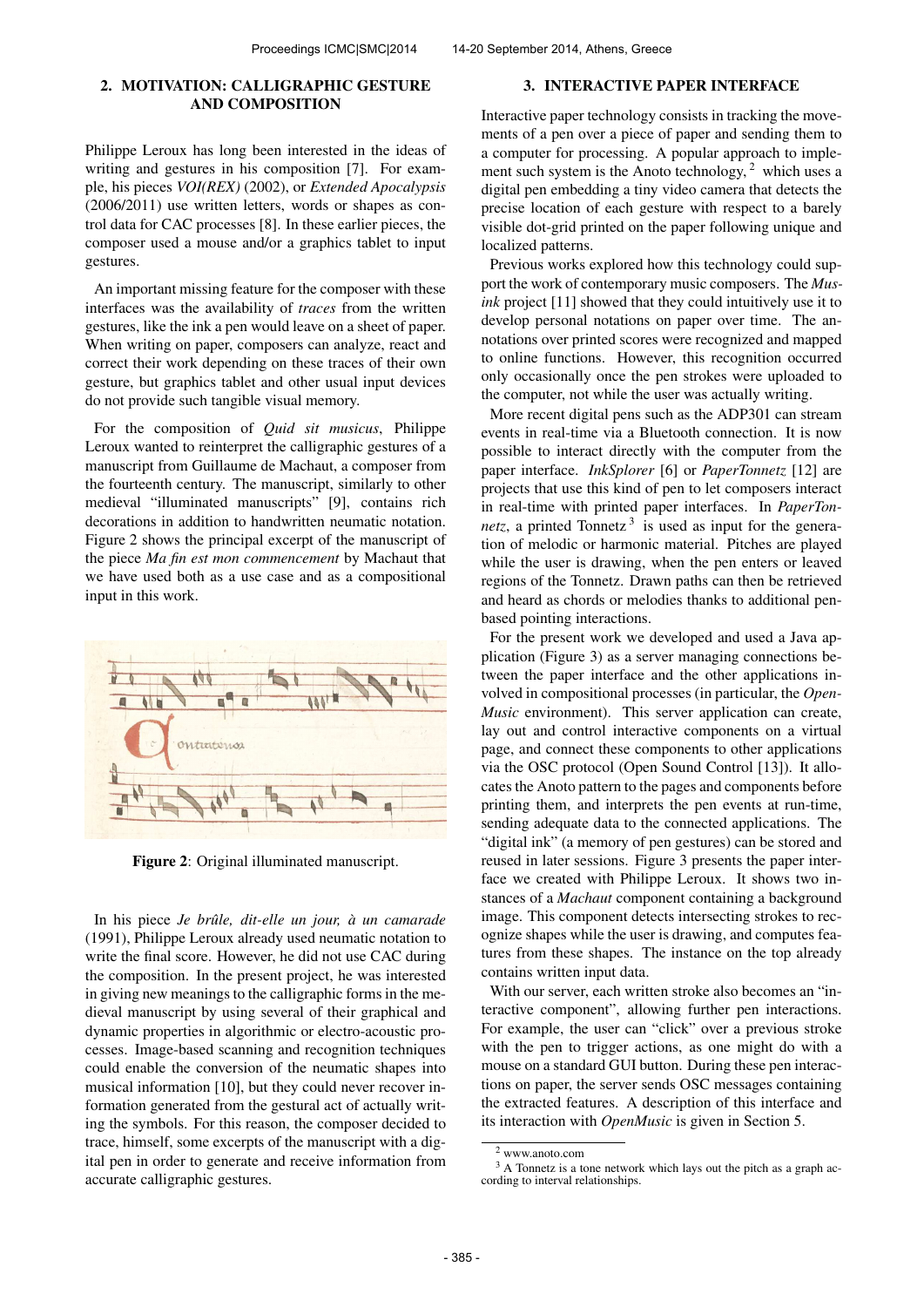## 2. MOTIVATION: CALLIGRAPHIC GESTURE AND COMPOSITION

Philippe Leroux has long been interested in the ideas of writing and gestures in his composition [7]. For example, his pieces *VOI(REX)* (2002), or *Extended Apocalypsis* (2006/2011) use written letters, words or shapes as control data for CAC processes [8]. In these earlier pieces, the composer used a mouse and/or a graphics tablet to input gestures.

An important missing feature for the composer with these interfaces was the availability of *traces* from the written gestures, like the ink a pen would leave on a sheet of paper. When writing on paper, composers can analyze, react and correct their work depending on these traces of their own gesture, but graphics tablet and other usual input devices do not provide such tangible visual memory.

For the composition of *Quid sit musicus*, Philippe Leroux wanted to reinterpret the calligraphic gestures of a manuscript from Guillaume de Machaut, a composer from the fourteenth century. The manuscript, similarly to other medieval "illuminated manuscripts" [9], contains rich decorations in addition to handwritten neumatic notation. Figure 2 shows the principal excerpt of the manuscript of the piece *Ma fin est mon commencement* by Machaut that we have used both as a use case and as a compositional input in this work.

**Figure 2**: Original illuminated manuscript.

In his piece *Je brûle, dit-elle un jour, à un camarade* (1991), Philippe Leroux already used neumatic notation to write the final score. However, he did not use CAC during the composition. In the present project, he was interested in giving new meanings to the calligraphic forms in the medieval manuscript by using several of their graphical and dynamic properties in algorithmic or electro-acoustic processes. Image-based scanning and recognition techniques could enable the conversion of the neumatic shapes into musical information [10], but they could never recover information generated from the gestural act of actually writing the symbols. For this reason, the composer decided to trace, himself, some excerpts of the manuscript with a digital pen in order to generate and receive information from accurate calligraphic gestures.

## 3. INTERACTIVE PAPER INTERFACE

Interactive paper technology consists in tracking the movements of a pen over a piece of paper and sending them to a computer for processing. A popular approach to implement such system is the Anoto technology, [2] which uses a digital pen embedding a tiny video camera that detects the precise location of each gesture with respect to a barely visible dot-grid printed on the paper following unique and localized patterns.

Previous works explored how this technology could support the work of contemporary music composers. The *Musink* project [11] showed that they could intuitively use it to develop personal notations on paper over time. The annotations over printed scores were recognized and mapped to online functions. However, this recognition occurred only occasionally once the pen strokes were uploaded to the computer, not while the user was actually writing.

More recent digital pens such as the ADP301 can stream events in real-time via a Bluetooth connection. It is now possible to interact directly with the computer from the paper interface. *InkSplorer* [6] or *PaperTonnetz* [12] are projects that use this kind of pen to let composers interact in real-time with printed paper interfaces. In *PaperTonnetz*, a printed Tonnetz [3] is used as input for the generation of melodic or harmonic material. Pitches are played while the user is drawing, when the pen enters or leaved regions of the Tonnetz. Drawn paths can then be retrieved and heard as chords or melodies thanks to additional pen-based pointing interactions.

For the present work we developed and used a Java application (Figure 3) as a server managing connections between the paper interface and the other applications involved in compositional processes (in particular, the *OpenMusic* environment). This server application can create, lay out and control interactive components on a virtual page, and connect these components to other applications via the OSC protocol (Open Sound Control [13]). It allocates the Anoto pattern to the pages and components before printing them, and interprets the pen events at run-time, sending adequate data to the connected applications. The "digital ink" (a memory of pen gestures) can be stored and reused in later sessions. Figure 3 presents the paper interface we created with Philippe Leroux. It shows two instances of a *Machaut* component containing a background image. This component detects intersecting strokes to recognize shapes while the user is drawing, and computes features from these shapes. The instance on the top already contains written input data.

With our server, each written stroke also becomes an "interactive component", allowing further pen interactions. For example, the user can "click" over a previous stroke with the pen to trigger actions, as one might do with a mouse on a standard GUI button. During these pen interactions on paper, the server sends OSC messages containing the extracted features. A description of this interface and its interaction with *OpenMusic* is given in Section 5.

[2] www.anoto.com

[3] A Tonnetz is a tone network which lays out the pitch as a graph according to interval relationships.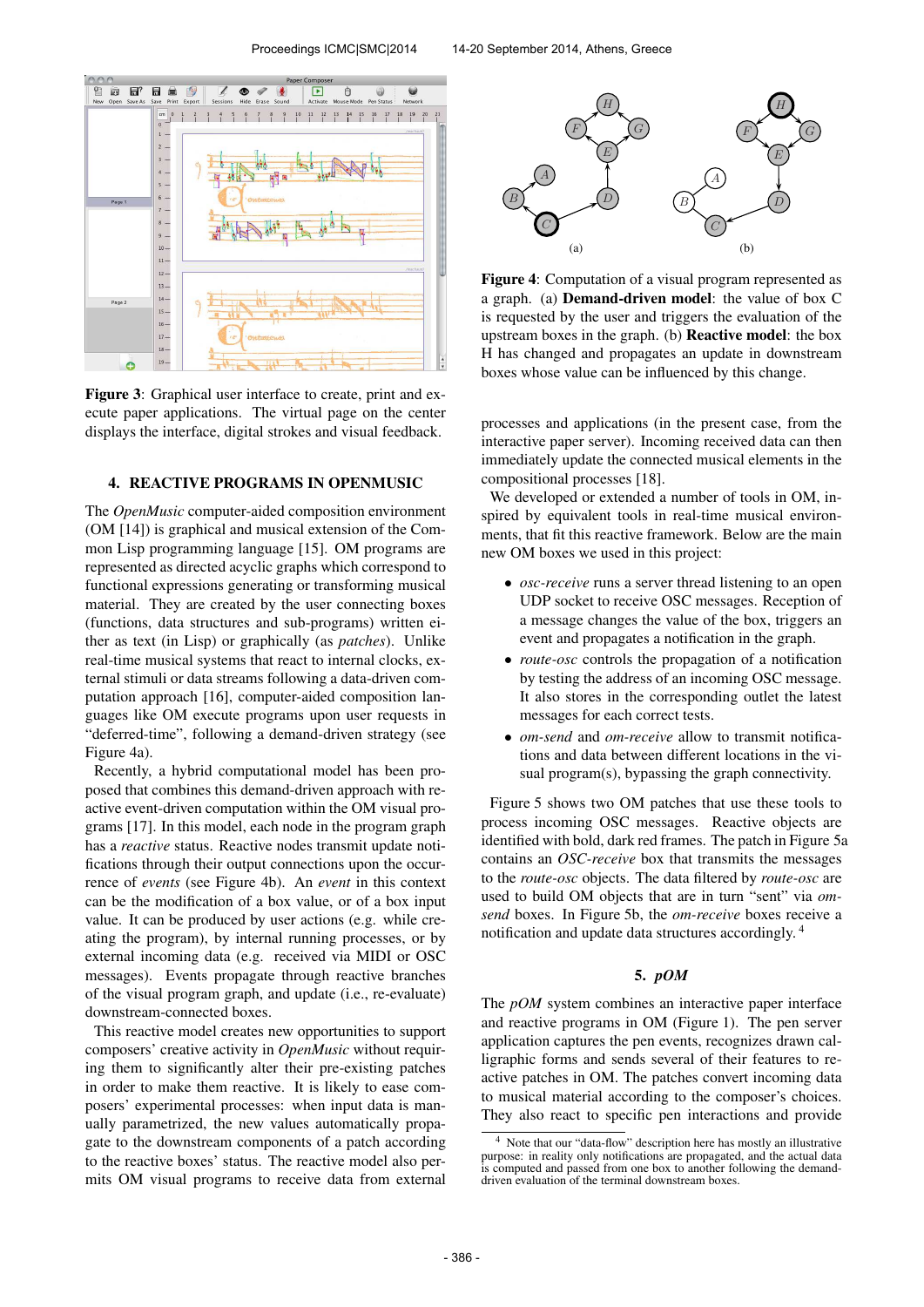**Figure 3**: Graphical user interface to create, print and execute paper applications. The virtual page on the center displays the interface, digital strokes and visual feedback.

**Figure 4**: Computation of a visual program represented as a graph. (a) **Demand-driven model**: the value of box C is requested by the user and triggers the evaluation of the upstream boxes in the graph. (b) **Reactive model**: the box H has changed and propagates an update in downstream boxes whose value can be influenced by this change.

## 4. REACTIVE PROGRAMS IN OPENMUSIC

The *OpenMusic* computer-aided composition environment (OM [14]) is graphical and musical extension of the Common Lisp programming language [15]. OM programs are represented as directed acyclic graphs which correspond to functional expressions generating or transforming musical material. They are created by the user connecting boxes (functions, data structures and sub-programs) written either as text (in Lisp) or graphically (as *patches*). Unlike real-time musical systems that react to internal clocks, external stimuli or data streams following a data-driven computation approach [16], computer-aided composition languages like OM execute programs upon user requests in "deferred-time", following a demand-driven strategy (see Figure 4a).

Recently, a hybrid computational model has been proposed that combines this demand-driven approach with reactive event-driven computation within the OM visual programs [17]. In this model, each node in the program graph has a *reactive* status. Reactive nodes transmit update notifications through their output connections upon the occurrence of *events* (see Figure 4b). An *event* in this context can be the modification of a box value, or of a box input value. It can be produced by user actions (e.g. while creating the program), by internal running processes, or by external incoming data (e.g. received via MIDI or OSC messages). Events propagate through reactive branches of the visual program graph, and update (i.e., re-evaluate) downstream-connected boxes.

This reactive model creates new opportunities to support composers' creative activity in *OpenMusic* without requiring them to significantly alter their pre-existing patches in order to make them reactive. It is likely to ease composers' experimental processes: when input data is manually parametrized, the new values automatically propagate to the downstream components of a patch according to the reactive boxes' status. The reactive model also permits OM visual programs to receive data from external processes and applications (in the present case, from the interactive paper server). Incoming received data can then immediately update the connected musical elements in the compositional processes [18].

We developed or extended a number of tools in OM, inspired by equivalent tools in real-time musical environments, that fit this reactive framework. Below are the main new OM boxes we used in this project:

- *osc-receive* runs a server thread listening to an open UDP socket to receive OSC messages. Reception of a message changes the value of the box, triggers an event and propagates a notification in the graph.
- *route-osc* controls the propagation of a notification by testing the address of an incoming OSC message. It also stores in the corresponding outlet the latest messages for each correct tests.
- *om-send* and *om-receive* allow to transmit notifications and data between different locations in the visual program(s), bypassing the graph connectivity.

Figure 5 shows two OM patches that use these tools to process incoming OSC messages. Reactive objects are identified with bold, dark red frames. The patch in Figure 5a contains an *OSC-receive* box that transmits the messages to the *route-osc* objects. The data filtered by *route-osc* are used to build OM objects that are in turn "sent" via *om-send* boxes. In Figure 5b, the *om-receive* boxes receive a notification and update data structures accordingly.[4]

## 5. *pOM*

The *pOM* system combines an interactive paper interface and reactive programs in OM (Figure 1). The pen server application captures the pen events, recognizes drawn calligraphic forms and sends several of their features to reactive patches in OM. The patches convert incoming data to musical material according to the composer's choices. They also react to specific pen interactions and provide

[4] Note that our "data-flow" description here has mostly an illustrative purpose: in reality only notifications are propagated, and the actual data is computed and passed from one box to another following the demand-driven evaluation of the terminal downstream boxes.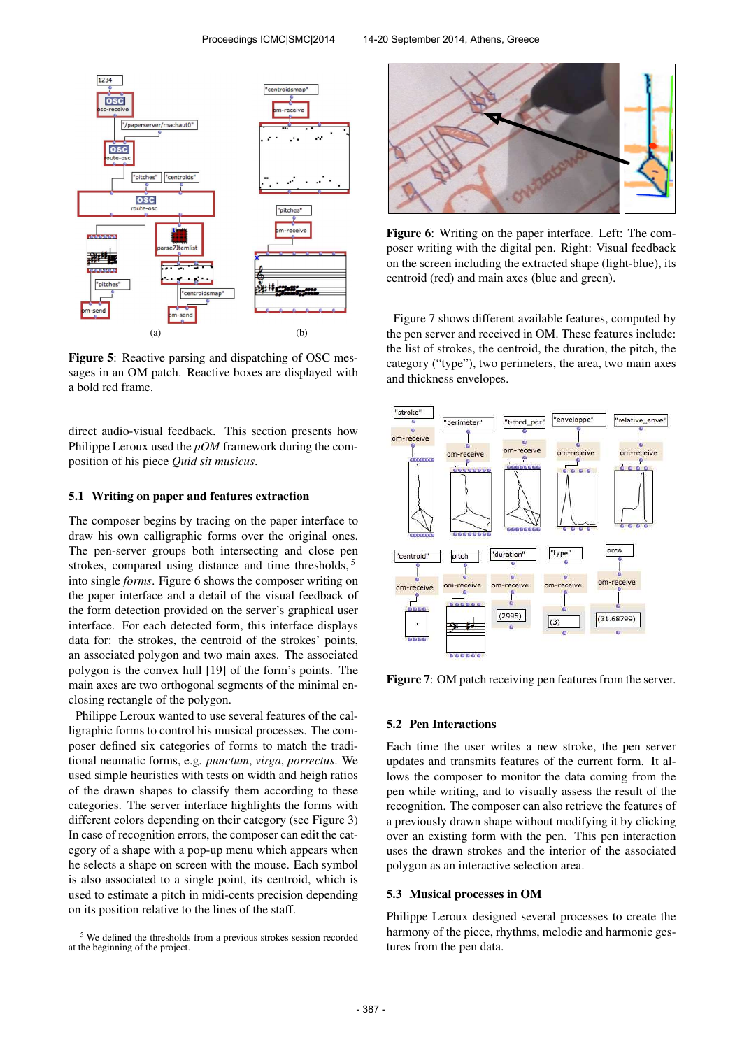(a)

(b)

**Figure 5**: Reactive parsing and dispatching of OSC messages in an OM patch. Reactive boxes are displayed with a bold red frame.

direct audio-visual feedback. This section presents how Philippe Leroux used the *pOM* framework during the composition of his piece *Quid sit musicus*.

### 5.1 Writing on paper and features extraction

The composer begins by tracing on the paper interface to draw his own calligraphic forms over the original ones. The pen-server groups both intersecting and close pen strokes, compared using distance and time thresholds,[5] into single *forms*. Figure 6 shows the composer writing on the paper interface and a detail of the visual feedback of the form detection provided on the server's graphical user interface. For each detected form, this interface displays data for: the strokes, the centroid of the strokes' points, an associated polygon and two main axes. The associated polygon is the convex hull [19] of the form's points. The main axes are two orthogonal segments of the minimal enclosing rectangle of the polygon.

Philippe Leroux wanted to use several features of the calligraphic forms to control his musical processes. The composer defined six categories of forms to match the traditional neumatic forms, e.g. *punctum*, *virga*, *porrectus*. We used simple heuristics with tests on width and heigh ratios of the drawn shapes to classify them according to these categories. The server interface highlights the forms with different colors depending on their category (see Figure 3) In case of recognition errors, the composer can edit the category of a shape with a pop-up menu which appears when he selects a shape on screen with the mouse. Each symbol is also associated to a single point, its centroid, which is used to estimate a pitch in midi-cents precision depending on its position relative to the lines of the staff.

[5] We defined the thresholds from a previous strokes session recorded at the beginning of the project.

**Figure 6**: Writing on the paper interface. Left: The composer writing with the digital pen. Right: Visual feedback on the screen including the extracted shape (light-blue), its centroid (red) and main axes (blue and green).

Figure 7 shows different available features, computed by the pen server and received in OM. These features include: the list of strokes, the centroid, the duration, the pitch, the category ("type"), two perimeters, the area, two main axes and thickness envelopes.

**Figure 7**: OM patch receiving pen features from the server.

### 5.2 Pen Interactions

Each time the user writes a new stroke, the pen server updates and transmits features of the current form. It allows the composer to monitor the data coming from the pen while writing, and to visually assess the result of the recognition. The composer can also retrieve the features of a previously drawn shape without modifying it by clicking over an existing form with the pen. This pen interaction uses the drawn strokes and the interior of the associated polygon as an interactive selection area.

### 5.3 Musical processes in OM

Philippe Leroux designed several processes to create the harmony of the piece, rhythms, melodic and harmonic gestures from the pen data.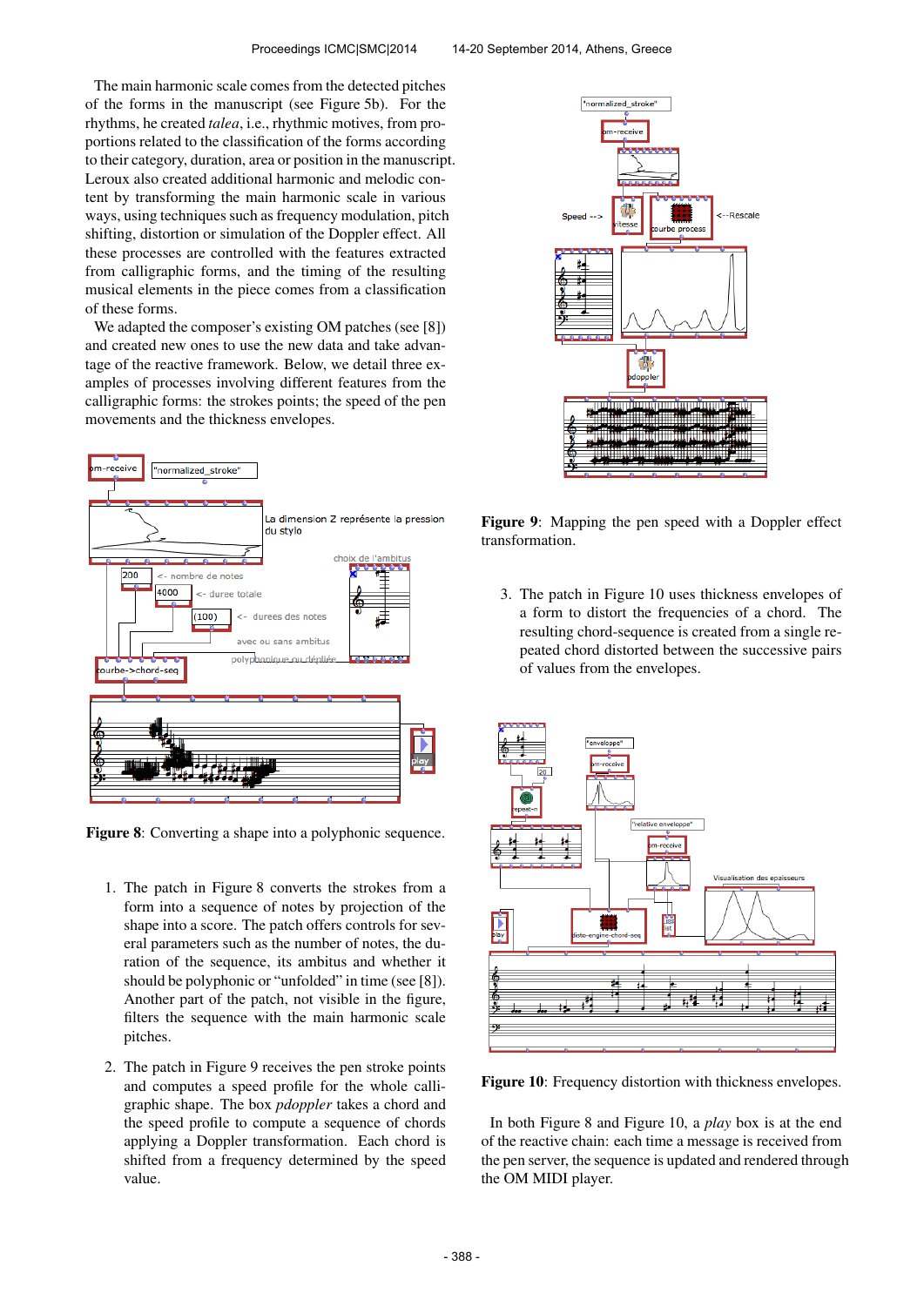The main harmonic scale comes from the detected pitches of the forms in the manuscript (see Figure 5b). For the rhythms, he created *talea*, i.e., rhythmic motives, from proportions related to the classification of the forms according to their category, duration, area or position in the manuscript. Leroux also created additional harmonic and melodic content by transforming the main harmonic scale in various ways, using techniques such as frequency modulation, pitch shifting, distortion or simulation of the Doppler effect. All these processes are controlled with the features extracted from calligraphic forms, and the timing of the resulting musical elements in the piece comes from a classification of these forms.

We adapted the composer's existing OM patches (see [8]) and created new ones to use the new data and take advantage of the reactive framework. Below, we detail three examples of processes involving different features from the calligraphic forms: the strokes points; the speed of the pen movements and the thickness envelopes.

**Figure 8**: Converting a shape into a polyphonic sequence.

1. The patch in Figure 8 converts the strokes from a form into a sequence of notes by projection of the shape into a score. The patch offers controls for several parameters such as the number of notes, the duration of the sequence, its ambitus and whether it should be polyphonic or "unfolded" in time (see [8]). Another part of the patch, not visible in the figure, filters the sequence with the main harmonic scale pitches.

2. The patch in Figure 9 receives the pen stroke points and computes a speed profile for the whole calligraphic shape. The box *pdoppler* takes a chord and the speed profile to compute a sequence of chords applying a Doppler transformation. Each chord is shifted from a frequency determined by the speed value.

**Figure 9**: Mapping the pen speed with a Doppler effect transformation.

3. The patch in Figure 10 uses thickness envelopes of a form to distort the frequencies of a chord. The resulting chord-sequence is created from a single repeated chord distorted between the successive pairs of values from the envelopes.

**Figure 10**: Frequency distortion with thickness envelopes.

In both Figure 8 and Figure 10, a *play* box is at the end of the reactive chain: each time a message is received from the pen server, the sequence is updated and rendered through the OM MIDI player.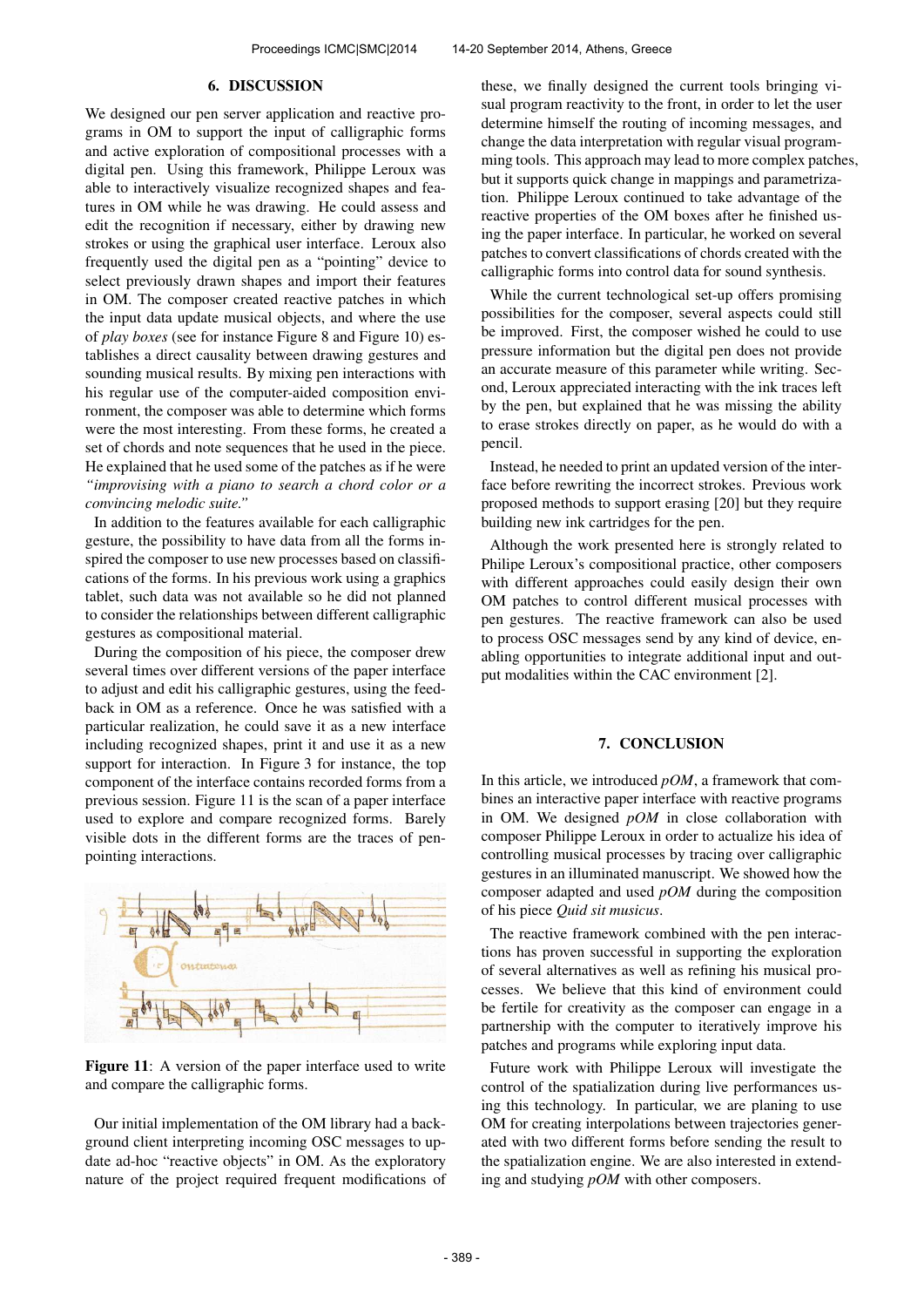## 6. DISCUSSION

We designed our pen server application and reactive programs in OM to support the input of calligraphic forms and active exploration of compositional processes with a digital pen. Using this framework, Philippe Leroux was able to interactively visualize recognized shapes and features in OM while he was drawing. He could assess and edit the recognition if necessary, either by drawing new strokes or using the graphical user interface. Leroux also frequently used the digital pen as a "pointing" device to select previously drawn shapes and import their features in OM. The composer created reactive patches in which the input data update musical objects, and where the use of *play boxes* (see for instance Figure 8 and Figure 10) establishes a direct causality between drawing gestures and sounding musical results. By mixing pen interactions with his regular use of the computer-aided composition environment, the composer was able to determine which forms were the most interesting. From these forms, he created a set of chords and note sequences that he used in the piece. He explained that he used some of the patches as if he were *"improvising with a piano to search a chord color or a convincing melodic suite."*

In addition to the features available for each calligraphic gesture, the possibility to have data from all the forms inspired the composer to use new processes based on classifications of the forms. In his previous work using a graphics tablet, such data was not available so he did not planned to consider the relationships between different calligraphic gestures as compositional material.

During the composition of his piece, the composer drew several times over different versions of the paper interface to adjust and edit his calligraphic gestures, using the feedback in OM as a reference. Once he was satisfied with a particular realization, he could save it as a new interface including recognized shapes, print it and use it as a new support for interaction. In Figure 3 for instance, the top component of the interface contains recorded forms from a previous session. Figure 11 is the scan of a paper interface used to explore and compare recognized forms. Barely visible dots in the different forms are the traces of pen-pointing interactions.

**Figure 11**: A version of the paper interface used to write and compare the calligraphic forms.

Our initial implementation of the OM library had a background client interpreting incoming OSC messages to update ad-hoc "reactive objects" in OM. As the exploratory nature of the project required frequent modifications of these, we finally designed the current tools bringing visual program reactivity to the front, in order to let the user determine himself the routing of incoming messages, and change the data interpretation with regular visual programming tools. This approach may lead to more complex patches, but it supports quick change in mappings and parametrization. Philippe Leroux continued to take advantage of the reactive properties of the OM boxes after he finished using the paper interface. In particular, he worked on several patches to convert classifications of chords created with the calligraphic forms into control data for sound synthesis.

While the current technological set-up offers promising possibilities for the composer, several aspects could still be improved. First, the composer wished he could to use pressure information but the digital pen does not provide an accurate measure of this parameter while writing. Second, Leroux appreciated interacting with the ink traces left by the pen, but explained that he was missing the ability to erase strokes directly on paper, as he would do with a pencil.

Instead, he needed to print an updated version of the interface before rewriting the incorrect strokes. Previous work proposed methods to support erasing [20] but they require building new ink cartridges for the pen.

Although the work presented here is strongly related to Philipe Leroux's compositional practice, other composers with different approaches could easily design their own OM patches to control different musical processes with pen gestures. The reactive framework can also be used to process OSC messages send by any kind of device, enabling opportunities to integrate additional input and output modalities within the CAC environment [2].

## 7. CONCLUSION

In this article, we introduced *pOM*, a framework that combines an interactive paper interface with reactive programs in OM. We designed *pOM* in close collaboration with composer Philippe Leroux in order to actualize his idea of controlling musical processes by tracing over calligraphic gestures in an illuminated manuscript. We showed how the composer adapted and used *pOM* during the composition of his piece *Quid sit musicus*.

The reactive framework combined with the pen interactions has proven successful in supporting the exploration of several alternatives as well as refining his musical processes. We believe that this kind of environment could be fertile for creativity as the composer can engage in a partnership with the computer to iteratively improve his patches and programs while exploring input data.

Future work with Philippe Leroux will investigate the control of the spatialization during live performances using this technology. In particular, we are planing to use OM for creating interpolations between trajectories generated with two different forms before sending the result to the spatialization engine. We are also interested in extending and studying *pOM* with other composers.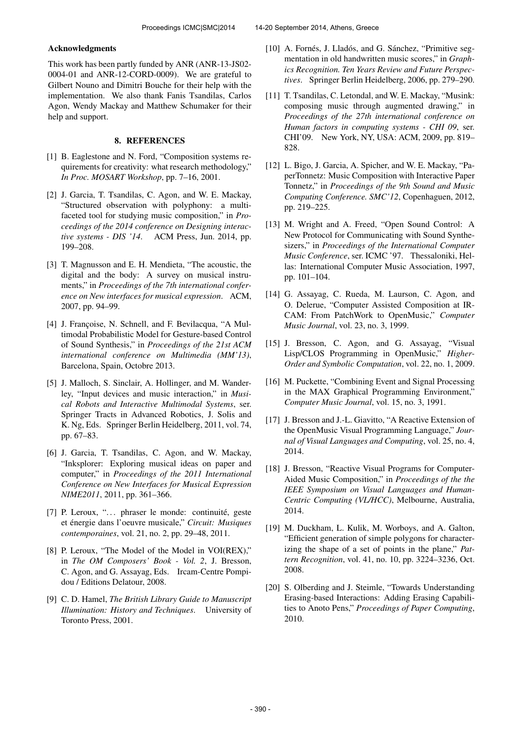### Acknowledgments

This work has been partly funded by ANR (ANR-13-JS02-0004-01 and ANR-12-CORD-0009). We are grateful to Gilbert Nouno and Dimitri Bouche for their help with the implementation. We also thank Fanis Tsandilas, Carlos Agon, Wendy Mackay and Matthew Schumaker for their help and support.

## 8. REFERENCES

[1] B. Eaglestone and N. Ford, "Composition systems requirements for creativity: what research methodology," *In Proc. MOSART Workshop*, pp. 7–16, 2001.

[2] J. Garcia, T. Tsandilas, C. Agon, and W. E. Mackay, "Structured observation with polyphony: a multifaceted tool for studying music composition," in *Proceedings of the 2014 conference on Designing interactive systems - DIS '14*. ACM Press, Jun. 2014, pp. 199–208.

[3] T. Magnusson and E. H. Mendieta, "The acoustic, the digital and the body: A survey on musical instruments," in *Proceedings of the 7th international conference on New interfaces for musical expression*. ACM, 2007, pp. 94–99.

[4] J. Françoise, N. Schnell, and F. Bevilacqua, "A Multimodal Probabilistic Model for Gesture-based Control of Sound Synthesis," in *Proceedings of the 21st ACM international conference on Multimedia (MM'13)*, Barcelona, Spain, Octobre 2013.

[5] J. Malloch, S. Sinclair, A. Hollinger, and M. Wanderley, "Input devices and music interaction," in *Musical Robots and Interactive Multimodal Systems*, ser. Springer Tracts in Advanced Robotics, J. Solis and K. Ng, Eds. Springer Berlin Heidelberg, 2011, vol. 74, pp. 67–83.

[6] J. Garcia, T. Tsandilas, C. Agon, and W. Mackay, "Inksplorer: Exploring musical ideas on paper and computer," in *Proceedings of the 2011 International Conference on New Interfaces for Musical Expression NIME2011*, 2011, pp. 361–366.

[7] P. Leroux, "... phraser le monde: continuité, geste et énergie dans l'oeuvre musicale," *Circuit: Musiques contemporaines*, vol. 21, no. 2, pp. 29–48, 2011.

[8] P. Leroux, "The Model of the Model in VOI(REX)," in *The OM Composers' Book - Vol. 2*, J. Bresson, C. Agon, and G. Assayag, Eds. Ircam-Centre Pompidou / Editions Delatour, 2008.

[9] C. D. Hamel, *The British Library Guide to Manuscript Illumination: History and Techniques*. University of Toronto Press, 2001.

[10] A. Fornés, J. Lladós, and G. Sánchez, "Primitive segmentation in old handwritten music scores," in *Graphics Recognition. Ten Years Review and Future Perspectives*. Springer Berlin Heidelberg, 2006, pp. 279–290.

[11] T. Tsandilas, C. Letondal, and W. E. Mackay, "Musink: composing music through augmented drawing," in *Proceedings of the 27th international conference on Human factors in computing systems - CHI 09*, ser. CHI'09. New York, NY, USA: ACM, 2009, pp. 819–828.

[12] L. Bigo, J. Garcia, A. Spicher, and W. E. Mackay, "PaperTonnetz: Music Composition with Interactive Paper Tonnetz," in *Proceedings of the 9th Sound and Music Computing Conference. SMC'12*, Copenhaguen, 2012, pp. 219–225.

[13] M. Wright and A. Freed, "Open Sound Control: A New Protocol for Communicating with Sound Synthesizers," in *Proceedings of the International Computer Music Conference*, ser. ICMC '97. Thessaloniki, Hellas: International Computer Music Association, 1997, pp. 101–104.

[14] G. Assayag, C. Rueda, M. Laurson, C. Agon, and O. Delerue, "Computer Assisted Composition at IRCAM: From PatchWork to OpenMusic," *Computer Music Journal*, vol. 23, no. 3, 1999.

[15] J. Bresson, C. Agon, and G. Assayag, "Visual Lisp/CLOS Programming in OpenMusic," *Higher-Order and Symbolic Computation*, vol. 22, no. 1, 2009.

[16] M. Puckette, "Combining Event and Signal Processing in the MAX Graphical Programming Environment," *Computer Music Journal*, vol. 15, no. 3, 1991.

[17] J. Bresson and J.-L. Giavitto, "A Reactive Extension of the OpenMusic Visual Programming Language," *Journal of Visual Languages and Computing*, vol. 25, no. 4, 2014.

[18] J. Bresson, "Reactive Visual Programs for Computer-Aided Music Composition," in *Proceedings of the the IEEE Symposium on Visual Languages and Human-Centric Computing (VL/HCC)*, Melbourne, Australia, 2014.

[19] M. Duckham, L. Kulik, M. Worboys, and A. Galton, "Efficient generation of simple polygons for characterizing the shape of a set of points in the plane," *Pattern Recognition*, vol. 41, no. 10, pp. 3224–3236, Oct. 2008.

[20] S. Olberding and J. Steimle, "Towards Understanding Erasing-based Interactions: Adding Erasing Capabilities to Anoto Pens," *Proceedings of Paper Computing*, 2010.